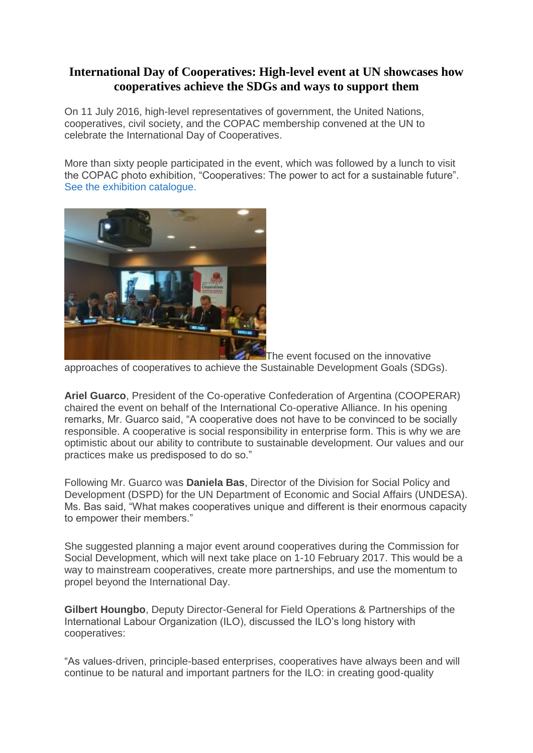## International Day of Cooperatives: High-level event at UN showcases how cooperatives achieve the SDGs and ways to support them

On 11 July 2016, high-level representatives of government, the United Nations, cooperatives, civil society, and the COPAC membership convened at the UN to celebrate the International Day of Cooperatives.

More than sixty people participated in the event, which was followed by a lunch to visit the COPAC photo exhibition, "Cooperatives: The power to act for a sustainable future". See the exhibition catalogue.

The event focused on the innovative approaches of cooperatives to achieve the Sustainable Development Goals (SDGs).

**Ariel Guarco**, President of the Co-operative Confederation of Argentina (COOPERAR) chaired the event on behalf of the International Co-operative Alliance. In his opening remarks, Mr. Guarco said, "A cooperative does not have to be convinced to be socially responsible. A cooperative is social responsibility in enterprise form. This is why we are optimistic about our ability to contribute to sustainable development. Our values and our practices make us predisposed to do so."

Following Mr. Guarco was **Daniela Bas**, Director of the Division for Social Policy and Development (DSPD) for the UN Department of Economic and Social Affairs (UNDESA). Ms. Bas said, "What makes cooperatives unique and different is their enormous capacity to empower their members."

She suggested planning a major event around cooperatives during the Commission for Social Development, which will next take place on 1-10 February 2017. This would be a way to mainstream cooperatives, create more partnerships, and use the momentum to propel beyond the International Day.

**Gilbert Houngbo**, Deputy Director-General for Field Operations & Partnerships of the International Labour Organization (ILO), discussed the ILO's long history with cooperatives:

"As values-driven, principle-based enterprises, cooperatives have always been and will continue to be natural and important partners for the ILO: in creating good-quality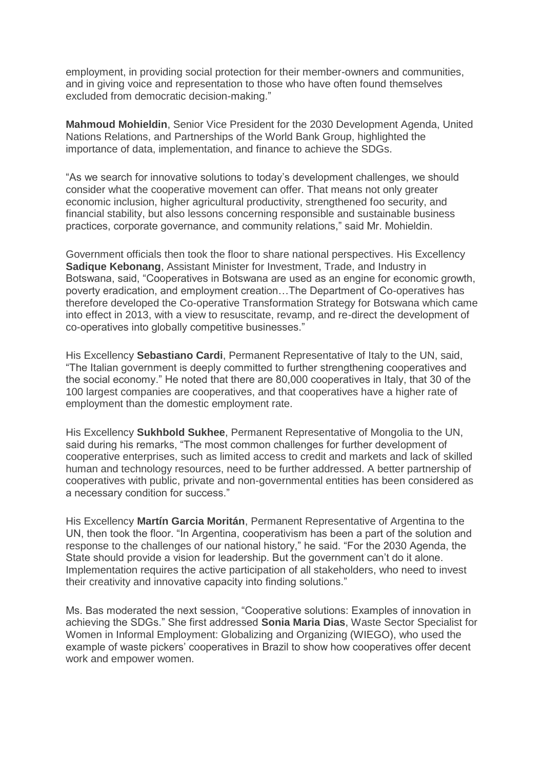employment, in providing social protection for their member-owners and communities, and in giving voice and representation to those who have often found themselves excluded from democratic decision-making."

**Mahmoud Mohieldin**, Senior Vice President for the 2030 Development Agenda, United Nations Relations, and Partnerships of the World Bank Group, highlighted the importance of data, implementation, and finance to achieve the SDGs.

"As we search for innovative solutions to today's development challenges, we should consider what the cooperative movement can offer. That means not only greater economic inclusion, higher agricultural productivity, strengthened foo security, and financial stability, but also lessons concerning responsible and sustainable business practices, corporate governance, and community relations," said Mr. Mohieldin.

Government officials then took the floor to share national perspectives. His Excellency **Sadique Kebonang**, Assistant Minister for Investment, Trade, and Industry in Botswana, said, "Cooperatives in Botswana are used as an engine for economic growth, poverty eradication, and employment creation…The Department of Co-operatives has therefore developed the Co-operative Transformation Strategy for Botswana which came into effect in 2013, with a view to resuscitate, revamp, and re-direct the development of co-operatives into globally competitive businesses."

His Excellency **Sebastiano Cardi**, Permanent Representative of Italy to the UN, said, "The Italian government is deeply committed to further strengthening cooperatives and the social economy." He noted that there are 80,000 cooperatives in Italy, that 30 of the 100 largest companies are cooperatives, and that cooperatives have a higher rate of employment than the domestic employment rate.

His Excellency **Sukhbold Sukhee**, Permanent Representative of Mongolia to the UN, said during his remarks, "The most common challenges for further development of cooperative enterprises, such as limited access to credit and markets and lack of skilled human and technology resources, need to be further addressed. A better partnership of cooperatives with public, private and non-governmental entities has been considered as a necessary condition for success."

His Excellency **Martín Garcia Moritán**, Permanent Representative of Argentina to the UN, then took the floor. "In Argentina, cooperativism has been a part of the solution and response to the challenges of our national history," he said. "For the 2030 Agenda, the State should provide a vision for leadership. But the government can't do it alone. Implementation requires the active participation of all stakeholders, who need to invest their creativity and innovative capacity into finding solutions."

Ms. Bas moderated the next session, "Cooperative solutions: Examples of innovation in achieving the SDGs." She first addressed **Sonia Maria Dias**, Waste Sector Specialist for Women in Informal Employment: Globalizing and Organizing (WIEGO), who used the example of waste pickers' cooperatives in Brazil to show how cooperatives offer decent work and empower women.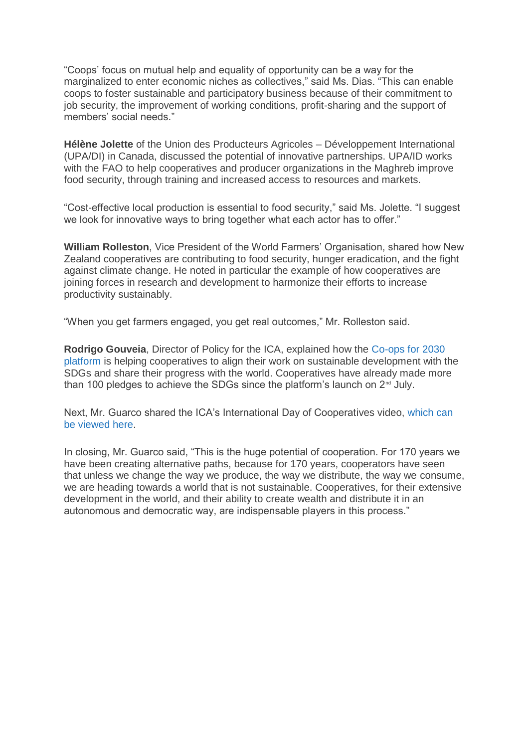"Coops' focus on mutual help and equality of opportunity can be a way for the marginalized to enter economic niches as collectives," said Ms. Dias. "This can enable coops to foster sustainable and participatory business because of their commitment to job security, the improvement of working conditions, profit-sharing and the support of members' social needs."

**Hélène Jolette** of the Union des Producteurs Agricoles – Développement International (UPA/DI) in Canada, discussed the potential of innovative partnerships. UPA/ID works with the FAO to help cooperatives and producer organizations in the Maghreb improve food security, through training and increased access to resources and markets.

"Cost-effective local production is essential to food security," said Ms. Jolette. "I suggest we look for innovative ways to bring together what each actor has to offer."

**William Rolleston**, Vice President of the World Farmers' Organisation, shared how New Zealand cooperatives are contributing to food security, hunger eradication, and the fight against climate change. He noted in particular the example of how cooperatives are joining forces in research and development to harmonize their efforts to increase productivity sustainably.

"When you get farmers engaged, you get real outcomes," Mr. Rolleston said.

**Rodrigo Gouveia**, Director of Policy for the ICA, explained how the Co-ops for 2030 platform is helping cooperatives to align their work on sustainable development with the SDGs and share their progress with the world. Cooperatives have already made more than 100 pledges to achieve the SDGs since the platform's launch on 2nd July.

Next, Mr. Guarco shared the ICA's International Day of Cooperatives video, which can be viewed here.

In closing, Mr. Guarco said, "This is the huge potential of cooperation. For 170 years we have been creating alternative paths, because for 170 years, cooperators have seen that unless we change the way we produce, the way we distribute, the way we consume, we are heading towards a world that is not sustainable. Cooperatives, for their extensive development in the world, and their ability to create wealth and distribute it in an autonomous and democratic way, are indispensable players in this process."